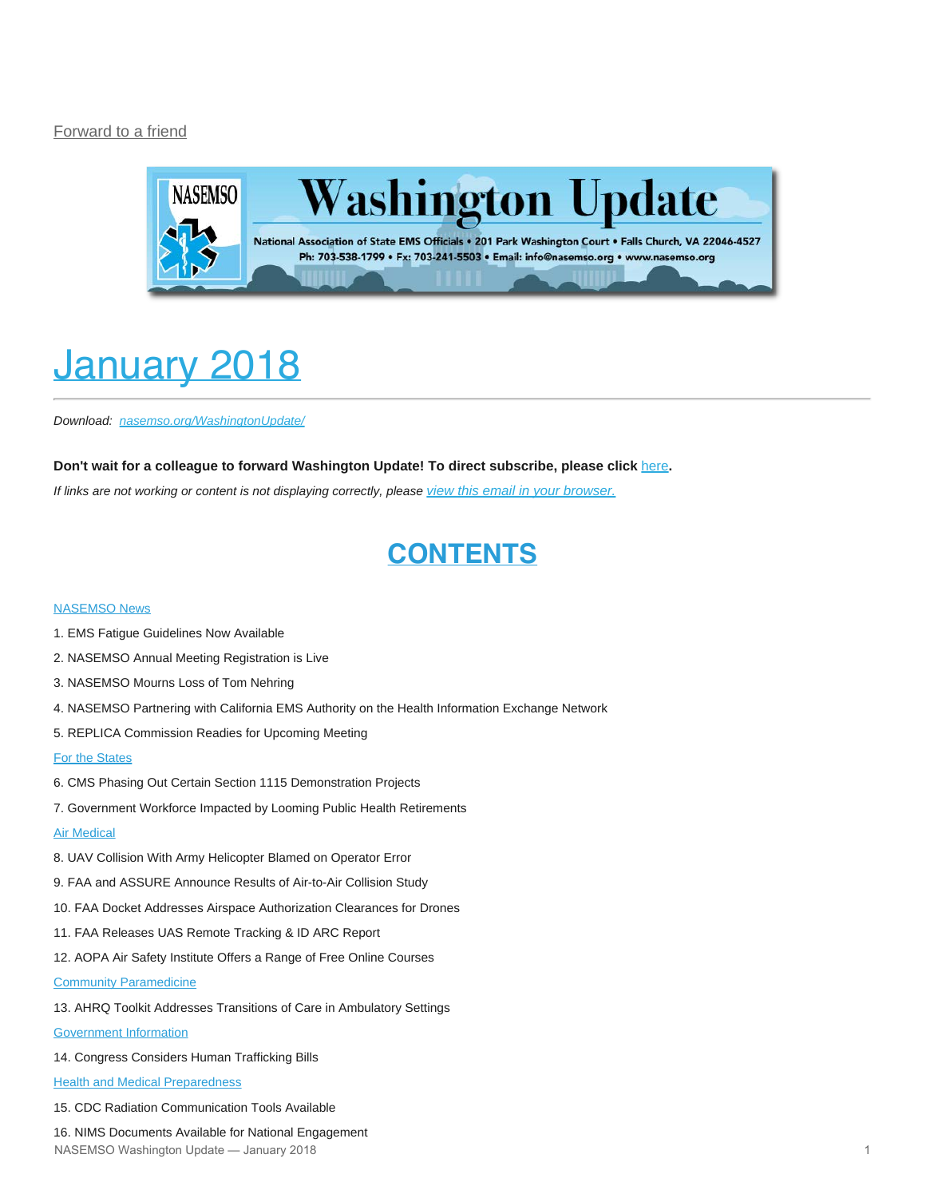Forward to a friend

# Washington Update

National Association of State EMS Officials • 201 Park Washington Court • Falls Church, VA 22046-4527
Ph: 703-538-1799 • Fx: 703-241-5503 • Email: info@nasemso.org • www.nasemso.org

# January 2018

*Download: nasemso.org/WashingtonUpdate/*

**Don't wait for a colleague to forward Washington Update! To direct subscribe, please click here.**

*If links are not working or content is not displaying correctly, please view this email in your browser.*

## CONTENTS

NASEMSO News

1. EMS Fatigue Guidelines Now Available
2. NASEMSO Annual Meeting Registration is Live
3. NASEMSO Mourns Loss of Tom Nehring
4. NASEMSO Partnering with California EMS Authority on the Health Information Exchange Network
5. REPLICA Commission Readies for Upcoming Meeting

For the States

6. CMS Phasing Out Certain Section 1115 Demonstration Projects
7. Government Workforce Impacted by Looming Public Health Retirements

Air Medical

8. UAV Collision With Army Helicopter Blamed on Operator Error
9. FAA and ASSURE Announce Results of Air-to-Air Collision Study
10. FAA Docket Addresses Airspace Authorization Clearances for Drones
11. FAA Releases UAS Remote Tracking & ID ARC Report
12. AOPA Air Safety Institute Offers a Range of Free Online Courses

Community Paramedicine

13. AHRQ Toolkit Addresses Transitions of Care in Ambulatory Settings

Government Information

14. Congress Considers Human Trafficking Bills

Health and Medical Preparedness

15. CDC Radiation Communication Tools Available
16. NIMS Documents Available for National Engagement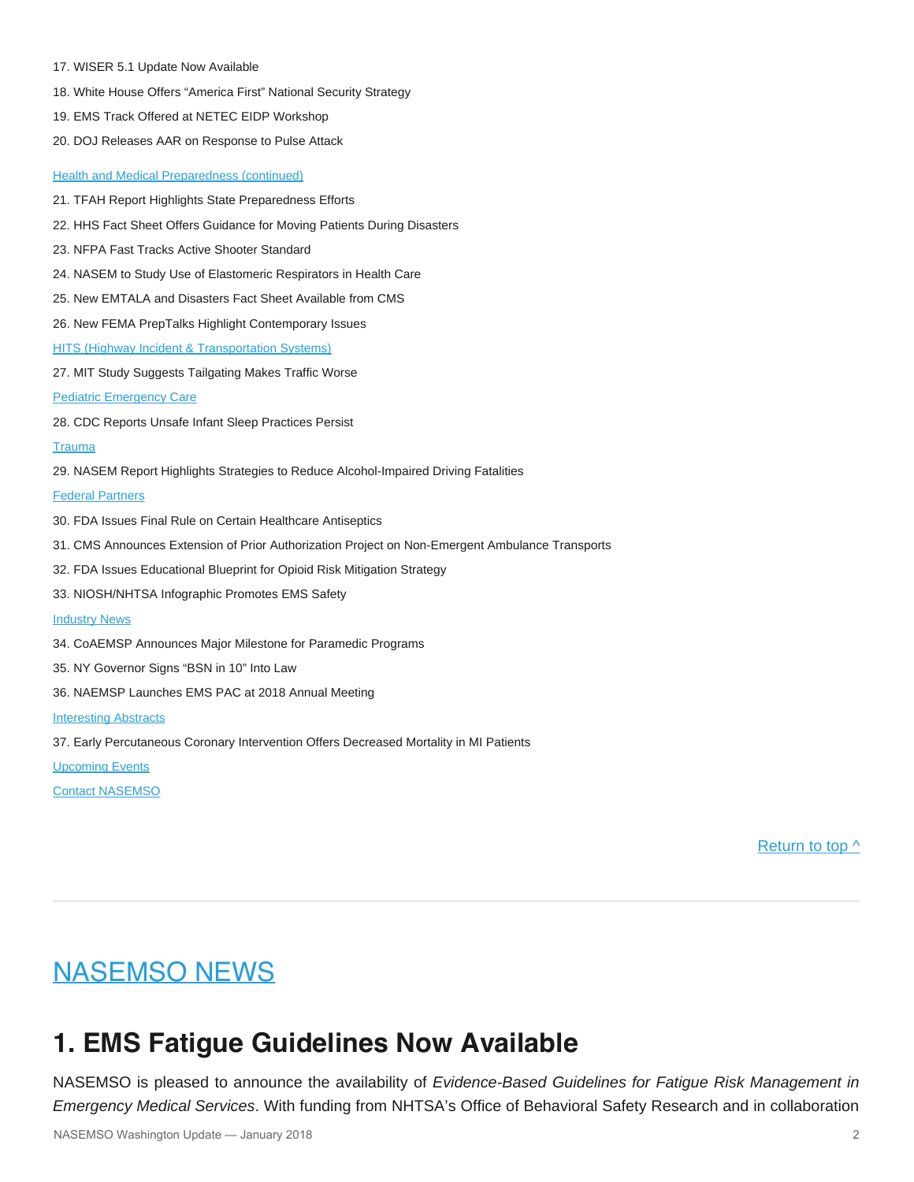17. WISER 5.1 Update Now Available

18. White House Offers “America First” National Security Strategy

19. EMS Track Offered at NETEC EIDP Workshop

20. DOJ Releases AAR on Response to Pulse Attack

Health and Medical Preparedness (continued)

21. TFAH Report Highlights State Preparedness Efforts

22. HHS Fact Sheet Offers Guidance for Moving Patients During Disasters

23. NFPA Fast Tracks Active Shooter Standard

24. NASEM to Study Use of Elastomeric Respirators in Health Care

25. New EMTALA and Disasters Fact Sheet Available from CMS

26. New FEMA PrepTalks Highlight Contemporary Issues

HITS (Highway Incident & Transportation Systems)

27. MIT Study Suggests Tailgating Makes Traffic Worse

Pediatric Emergency Care

28. CDC Reports Unsafe Infant Sleep Practices Persist

Trauma

29. NASEM Report Highlights Strategies to Reduce Alcohol-Impaired Driving Fatalities

Federal Partners

30. FDA Issues Final Rule on Certain Healthcare Antiseptics

31. CMS Announces Extension of Prior Authorization Project on Non-Emergent Ambulance Transports

32. FDA Issues Educational Blueprint for Opioid Risk Mitigation Strategy

33. NIOSH/NHTSA Infographic Promotes EMS Safety

Industry News

34. CoAEMSP Announces Major Milestone for Paramedic Programs

35. NY Governor Signs “BSN in 10” Into Law

36. NAEMSP Launches EMS PAC at 2018 Annual Meeting

Interesting Abstracts

37. Early Percutaneous Coronary Intervention Offers Decreased Mortality in MI Patients

Upcoming Events

Contact NASEMSO

Return to top ^

---

# NASEMSO NEWS

## 1. EMS Fatigue Guidelines Now Available

NASEMSO is pleased to announce the availability of *Evidence-Based Guidelines for Fatigue Risk Management in Emergency Medical Services*. With funding from NHTSA’s Office of Behavioral Safety Research and in collaboration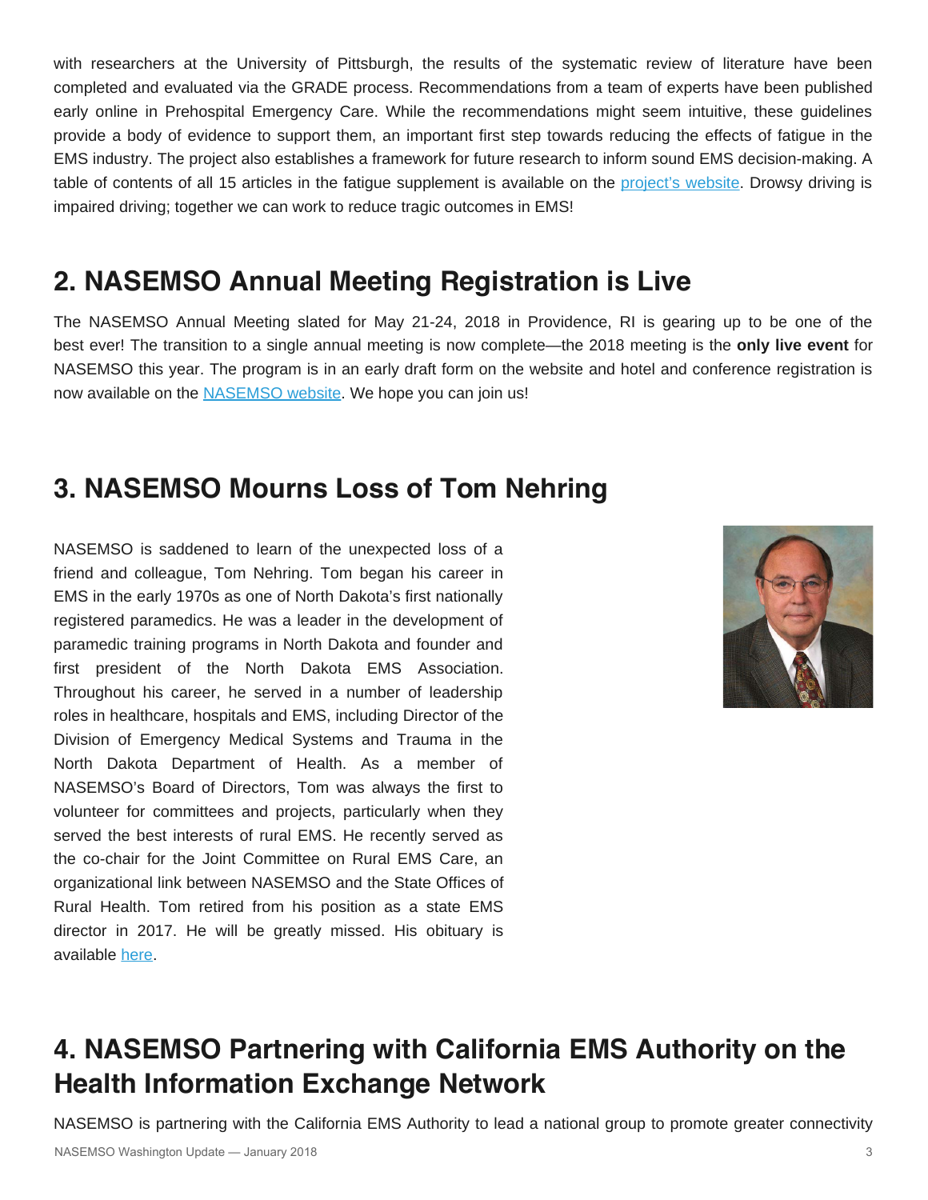with researchers at the University of Pittsburgh, the results of the systematic review of literature have been completed and evaluated via the GRADE process. Recommendations from a team of experts have been published early online in Prehospital Emergency Care. While the recommendations might seem intuitive, these guidelines provide a body of evidence to support them, an important first step towards reducing the effects of fatigue in the EMS industry. The project also establishes a framework for future research to inform sound EMS decision-making. A table of contents of all 15 articles in the fatigue supplement is available on the project's website. Drowsy driving is impaired driving; together we can work to reduce tragic outcomes in EMS!

## 2. NASEMSO Annual Meeting Registration is Live

The NASEMSO Annual Meeting slated for May 21-24, 2018 in Providence, RI is gearing up to be one of the best ever! The transition to a single annual meeting is now complete—the 2018 meeting is the **only live event** for NASEMSO this year. The program is in an early draft form on the website and hotel and conference registration is now available on the NASEMSO website. We hope you can join us!

## 3. NASEMSO Mourns Loss of Tom Nehring

NASEMSO is saddened to learn of the unexpected loss of a friend and colleague, Tom Nehring. Tom began his career in EMS in the early 1970s as one of North Dakota's first nationally registered paramedics. He was a leader in the development of paramedic training programs in North Dakota and founder and first president of the North Dakota EMS Association. Throughout his career, he served in a number of leadership roles in healthcare, hospitals and EMS, including Director of the Division of Emergency Medical Systems and Trauma in the North Dakota Department of Health. As a member of NASEMSO's Board of Directors, Tom was always the first to volunteer for committees and projects, particularly when they served the best interests of rural EMS. He recently served as the co-chair for the Joint Committee on Rural EMS Care, an organizational link between NASEMSO and the State Offices of Rural Health. Tom retired from his position as a state EMS director in 2017. He will be greatly missed. His obituary is available here.

## 4. NASEMSO Partnering with California EMS Authority on the Health Information Exchange Network

NASEMSO is partnering with the California EMS Authority to lead a national group to promote greater connectivity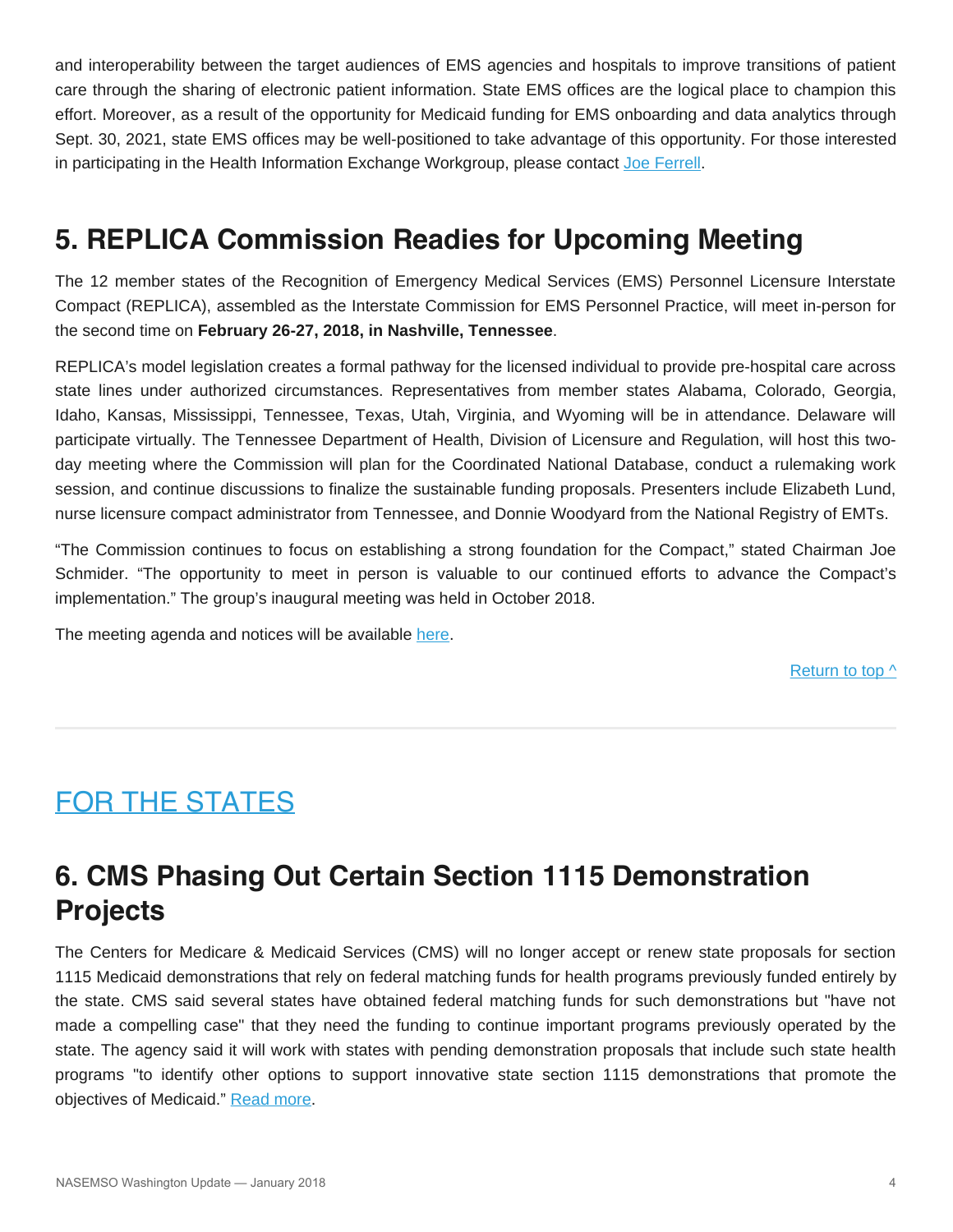and interoperability between the target audiences of EMS agencies and hospitals to improve transitions of patient care through the sharing of electronic patient information. State EMS offices are the logical place to champion this effort. Moreover, as a result of the opportunity for Medicaid funding for EMS onboarding and data analytics through Sept. 30, 2021, state EMS offices may be well-positioned to take advantage of this opportunity. For those interested in participating in the Health Information Exchange Workgroup, please contact [Joe Ferrell](#).

## 5. REPLICA Commission Readies for Upcoming Meeting

The 12 member states of the Recognition of Emergency Medical Services (EMS) Personnel Licensure Interstate Compact (REPLICA), assembled as the Interstate Commission for EMS Personnel Practice, will meet in-person for the second time on **February 26-27, 2018, in Nashville, Tennessee**.

REPLICA's model legislation creates a formal pathway for the licensed individual to provide pre-hospital care across state lines under authorized circumstances. Representatives from member states Alabama, Colorado, Georgia, Idaho, Kansas, Mississippi, Tennessee, Texas, Utah, Virginia, and Wyoming will be in attendance. Delaware will participate virtually. The Tennessee Department of Health, Division of Licensure and Regulation, will host this two-day meeting where the Commission will plan for the Coordinated National Database, conduct a rulemaking work session, and continue discussions to finalize the sustainable funding proposals. Presenters include Elizabeth Lund, nurse licensure compact administrator from Tennessee, and Donnie Woodyard from the National Registry of EMTs.

"The Commission continues to focus on establishing a strong foundation for the Compact," stated Chairman Joe Schmider. "The opportunity to meet in person is valuable to our continued efforts to advance the Compact's implementation." The group's inaugural meeting was held in October 2018.

The meeting agenda and notices will be available [here](#).

[Return to top ^](#)

---

# [FOR THE STATES](#)

## 6. CMS Phasing Out Certain Section 1115 Demonstration Projects

The Centers for Medicare & Medicaid Services (CMS) will no longer accept or renew state proposals for section 1115 Medicaid demonstrations that rely on federal matching funds for health programs previously funded entirely by the state. CMS said several states have obtained federal matching funds for such demonstrations but "have not made a compelling case" that they need the funding to continue important programs previously operated by the state. The agency said it will work with states with pending demonstration proposals that include such state health programs "to identify other options to support innovative state section 1115 demonstrations that promote the objectives of Medicaid." [Read more](#).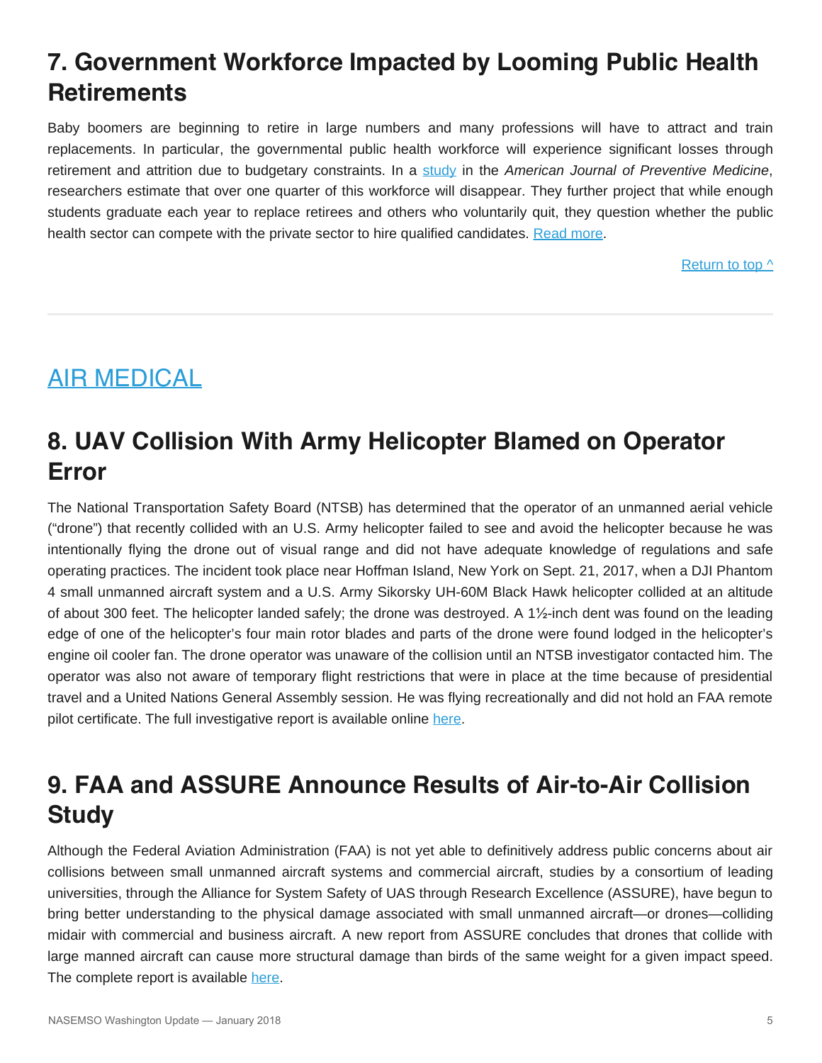## 7. Government Workforce Impacted by Looming Public Health Retirements

Baby boomers are beginning to retire in large numbers and many professions will have to attract and train replacements. In particular, the governmental public health workforce will experience significant losses through retirement and attrition due to budgetary constraints. In a study in the *American Journal of Preventive Medicine*, researchers estimate that over one quarter of this workforce will disappear. They further project that while enough students graduate each year to replace retirees and others who voluntarily quit, they question whether the public health sector can compete with the private sector to hire qualified candidates. Read more.

Return to top ^

# AIR MEDICAL

## 8. UAV Collision With Army Helicopter Blamed on Operator Error

The National Transportation Safety Board (NTSB) has determined that the operator of an unmanned aerial vehicle ("drone") that recently collided with an U.S. Army helicopter failed to see and avoid the helicopter because he was intentionally flying the drone out of visual range and did not have adequate knowledge of regulations and safe operating practices. The incident took place near Hoffman Island, New York on Sept. 21, 2017, when a DJI Phantom 4 small unmanned aircraft system and a U.S. Army Sikorsky UH-60M Black Hawk helicopter collided at an altitude of about 300 feet. The helicopter landed safely; the drone was destroyed. A 1½-inch dent was found on the leading edge of one of the helicopter's four main rotor blades and parts of the drone were found lodged in the helicopter's engine oil cooler fan. The drone operator was unaware of the collision until an NTSB investigator contacted him. The operator was also not aware of temporary flight restrictions that were in place at the time because of presidential travel and a United Nations General Assembly session. He was flying recreationally and did not hold an FAA remote pilot certificate. The full investigative report is available online here.

## 9. FAA and ASSURE Announce Results of Air-to-Air Collision Study

Although the Federal Aviation Administration (FAA) is not yet able to definitively address public concerns about air collisions between small unmanned aircraft systems and commercial aircraft, studies by a consortium of leading universities, through the Alliance for System Safety of UAS through Research Excellence (ASSURE), have begun to bring better understanding to the physical damage associated with small unmanned aircraft—or drones—colliding midair with commercial and business aircraft. A new report from ASSURE concludes that drones that collide with large manned aircraft can cause more structural damage than birds of the same weight for a given impact speed. The complete report is available here.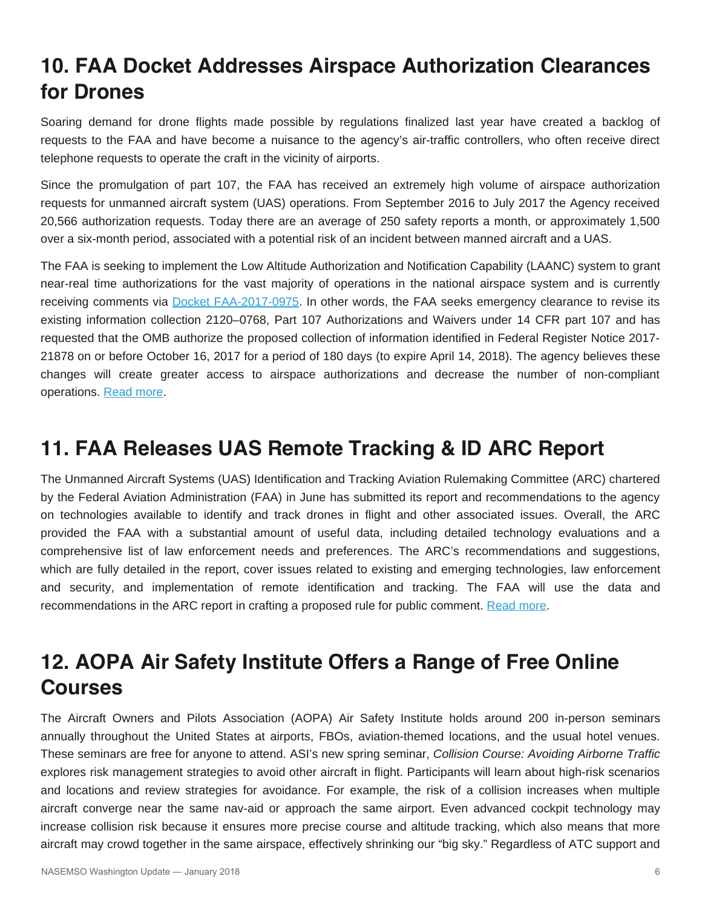## 10. FAA Docket Addresses Airspace Authorization Clearances for Drones

Soaring demand for drone flights made possible by regulations finalized last year have created a backlog of requests to the FAA and have become a nuisance to the agency's air-traffic controllers, who often receive direct telephone requests to operate the craft in the vicinity of airports.

Since the promulgation of part 107, the FAA has received an extremely high volume of airspace authorization requests for unmanned aircraft system (UAS) operations. From September 2016 to July 2017 the Agency received 20,566 authorization requests. Today there are an average of 250 safety reports a month, or approximately 1,500 over a six-month period, associated with a potential risk of an incident between manned aircraft and a UAS.

The FAA is seeking to implement the Low Altitude Authorization and Notification Capability (LAANC) system to grant near-real time authorizations for the vast majority of operations in the national airspace system and is currently receiving comments via [Docket FAA-2017-0975](). In other words, the FAA seeks emergency clearance to revise its existing information collection 2120–0768, Part 107 Authorizations and Waivers under 14 CFR part 107 and has requested that the OMB authorize the proposed collection of information identified in Federal Register Notice 2017-21878 on or before October 16, 2017 for a period of 180 days (to expire April 14, 2018). The agency believes these changes will create greater access to airspace authorizations and decrease the number of non-compliant operations. [Read more]().

## 11. FAA Releases UAS Remote Tracking & ID ARC Report

The Unmanned Aircraft Systems (UAS) Identification and Tracking Aviation Rulemaking Committee (ARC) chartered by the Federal Aviation Administration (FAA) in June has submitted its report and recommendations to the agency on technologies available to identify and track drones in flight and other associated issues. Overall, the ARC provided the FAA with a substantial amount of useful data, including detailed technology evaluations and a comprehensive list of law enforcement needs and preferences. The ARC's recommendations and suggestions, which are fully detailed in the report, cover issues related to existing and emerging technologies, law enforcement and security, and implementation of remote identification and tracking. The FAA will use the data and recommendations in the ARC report in crafting a proposed rule for public comment. [Read more]().

## 12. AOPA Air Safety Institute Offers a Range of Free Online Courses

The Aircraft Owners and Pilots Association (AOPA) Air Safety Institute holds around 200 in-person seminars annually throughout the United States at airports, FBOs, aviation-themed locations, and the usual hotel venues. These seminars are free for anyone to attend. ASI's new spring seminar, *Collision Course: Avoiding Airborne Traffic* explores risk management strategies to avoid other aircraft in flight. Participants will learn about high-risk scenarios and locations and review strategies for avoidance. For example, the risk of a collision increases when multiple aircraft converge near the same nav-aid or approach the same airport. Even advanced cockpit technology may increase collision risk because it ensures more precise course and altitude tracking, which also means that more aircraft may crowd together in the same airspace, effectively shrinking our "big sky." Regardless of ATC support and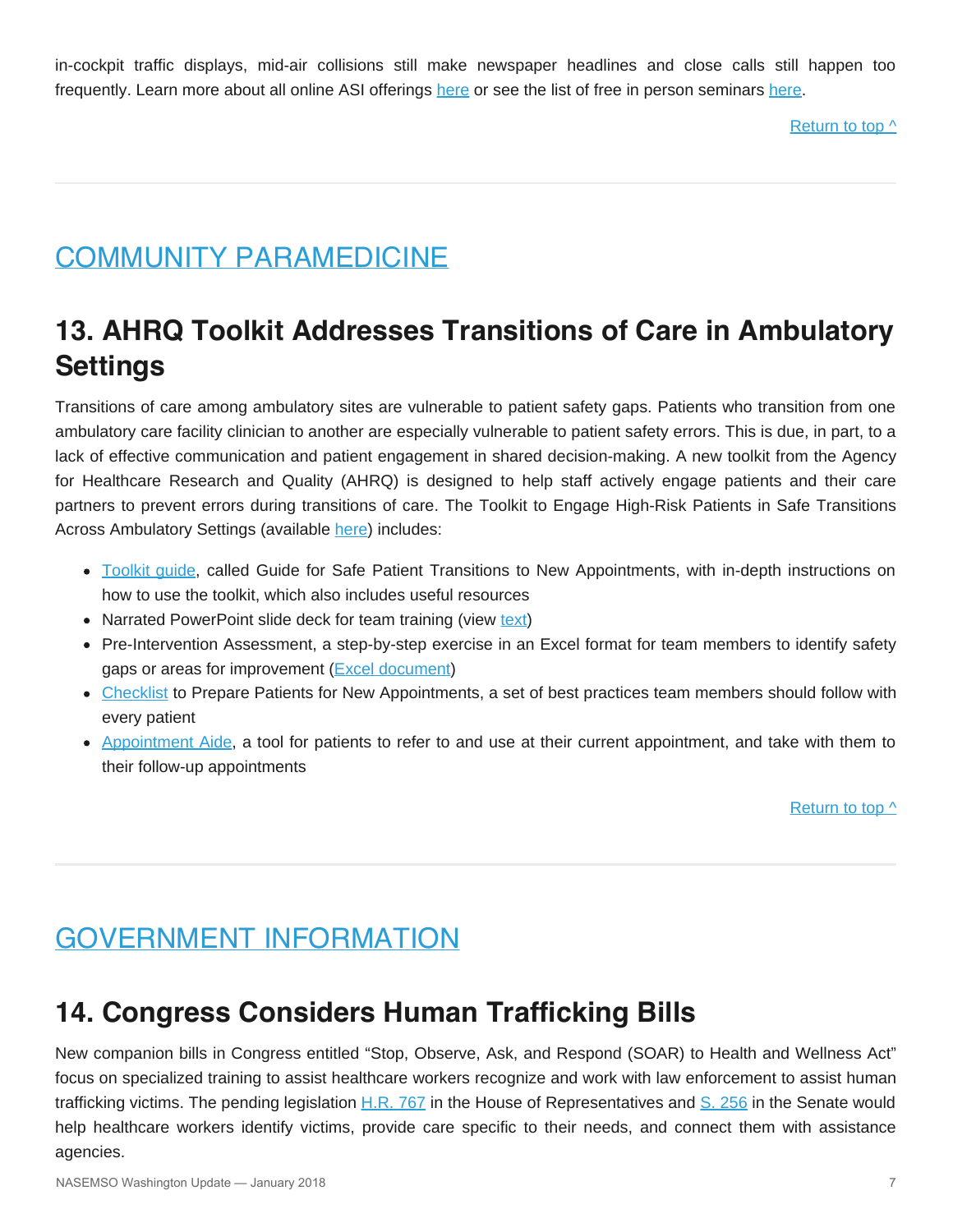in-cockpit traffic displays, mid-air collisions still make newspaper headlines and close calls still happen too frequently. Learn more about all online ASI offerings [here](#) or see the list of free in person seminars [here](#).

[Return to top ^](#)

---

## COMMUNITY PARAMEDICINE

# 13. AHRQ Toolkit Addresses Transitions of Care in Ambulatory Settings

Transitions of care among ambulatory sites are vulnerable to patient safety gaps. Patients who transition from one ambulatory care facility clinician to another are especially vulnerable to patient safety errors. This is due, in part, to a lack of effective communication and patient engagement in shared decision-making. A new toolkit from the Agency for Healthcare Research and Quality (AHRQ) is designed to help staff actively engage patients and their care partners to prevent errors during transitions of care. The Toolkit to Engage High-Risk Patients in Safe Transitions Across Ambulatory Settings (available [here](#)) includes:

- [Toolkit guide](#), called Guide for Safe Patient Transitions to New Appointments, with in-depth instructions on how to use the toolkit, which also includes useful resources
- Narrated PowerPoint slide deck for team training (view [text](#))
- Pre-Intervention Assessment, a step-by-step exercise in an Excel format for team members to identify safety gaps or areas for improvement ([Excel document](#))
- [Checklist](#) to Prepare Patients for New Appointments, a set of best practices team members should follow with every patient
- [Appointment Aide](#), a tool for patients to refer to and use at their current appointment, and take with them to their follow-up appointments

[Return to top ^](#)

---

## GOVERNMENT INFORMATION

# 14. Congress Considers Human Trafficking Bills

New companion bills in Congress entitled "Stop, Observe, Ask, and Respond (SOAR) to Health and Wellness Act" focus on specialized training to assist healthcare workers recognize and work with law enforcement to assist human trafficking victims. The pending legislation [H.R. 767](#) in the House of Representatives and [S. 256](#) in the Senate would help healthcare workers identify victims, provide care specific to their needs, and connect them with assistance agencies.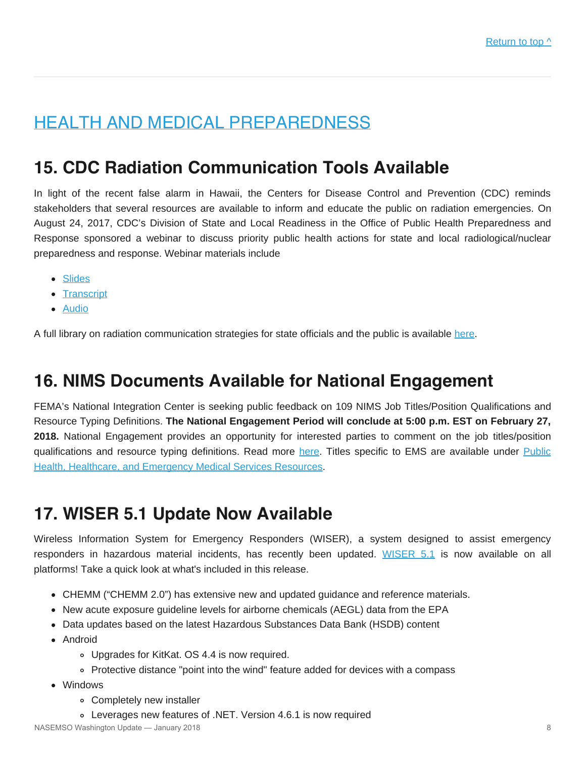[Return to top ^]

# HEALTH AND MEDICAL PREPAREDNESS

## 15. CDC Radiation Communication Tools Available

In light of the recent false alarm in Hawaii, the Centers for Disease Control and Prevention (CDC) reminds stakeholders that several resources are available to inform and educate the public on radiation emergencies. On August 24, 2017, CDC's Division of State and Local Readiness in the Office of Public Health Preparedness and Response sponsored a webinar to discuss priority public health actions for state and local radiological/nuclear preparedness and response. Webinar materials include

- Slides
- Transcript
- Audio

A full library on radiation communication strategies for state officials and the public is available here.

## 16. NIMS Documents Available for National Engagement

FEMA's National Integration Center is seeking public feedback on 109 NIMS Job Titles/Position Qualifications and Resource Typing Definitions. **The National Engagement Period will conclude at 5:00 p.m. EST on February 27, 2018.** National Engagement provides an opportunity for interested parties to comment on the job titles/position qualifications and resource typing definitions. Read more here. Titles specific to EMS are available under Public Health, Healthcare, and Emergency Medical Services Resources.

## 17. WISER 5.1 Update Now Available

Wireless Information System for Emergency Responders (WISER), a system designed to assist emergency responders in hazardous material incidents, has recently been updated. WISER 5.1 is now available on all platforms! Take a quick look at what's included in this release.

- CHEMM ("CHEMM 2.0") has extensive new and updated guidance and reference materials.
- New acute exposure guideline levels for airborne chemicals (AEGL) data from the EPA
- Data updates based on the latest Hazardous Substances Data Bank (HSDB) content
- Android
  - Upgrades for KitKat. OS 4.4 is now required.
  - Protective distance "point into the wind" feature added for devices with a compass
- Windows
  - Completely new installer
  - Leverages new features of .NET. Version 4.6.1 is now required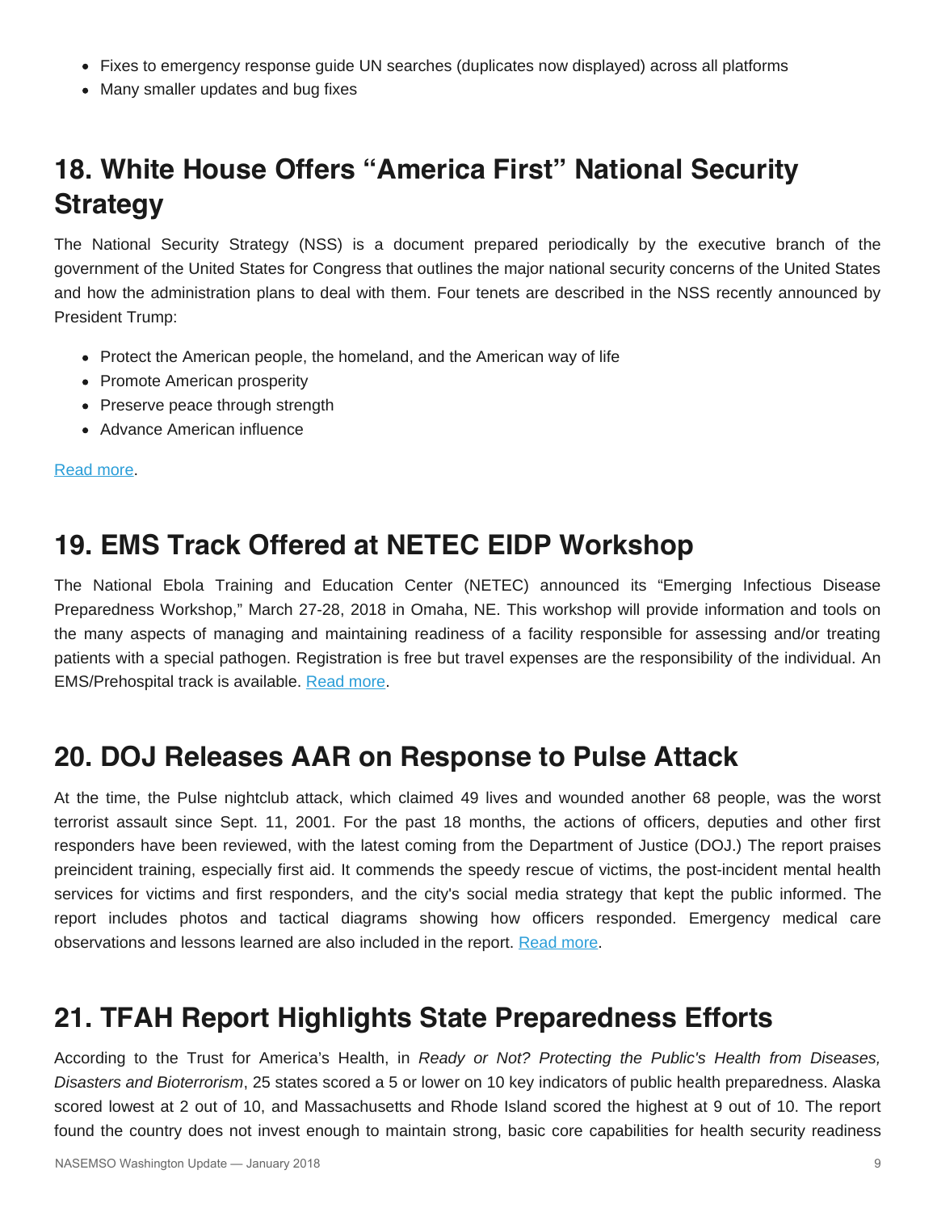- Fixes to emergency response guide UN searches (duplicates now displayed) across all platforms
- Many smaller updates and bug fixes

## 18. White House Offers "America First" National Security Strategy

The National Security Strategy (NSS) is a document prepared periodically by the executive branch of the government of the United States for Congress that outlines the major national security concerns of the United States and how the administration plans to deal with them. Four tenets are described in the NSS recently announced by President Trump:

- Protect the American people, the homeland, and the American way of life
- Promote American prosperity
- Preserve peace through strength
- Advance American influence

Read more.

## 19. EMS Track Offered at NETEC EIDP Workshop

The National Ebola Training and Education Center (NETEC) announced its "Emerging Infectious Disease Preparedness Workshop," March 27-28, 2018 in Omaha, NE. This workshop will provide information and tools on the many aspects of managing and maintaining readiness of a facility responsible for assessing and/or treating patients with a special pathogen. Registration is free but travel expenses are the responsibility of the individual. An EMS/Prehospital track is available. Read more.

## 20. DOJ Releases AAR on Response to Pulse Attack

At the time, the Pulse nightclub attack, which claimed 49 lives and wounded another 68 people, was the worst terrorist assault since Sept. 11, 2001. For the past 18 months, the actions of officers, deputies and other first responders have been reviewed, with the latest coming from the Department of Justice (DOJ.) The report praises preincident training, especially first aid. It commends the speedy rescue of victims, the post-incident mental health services for victims and first responders, and the city's social media strategy that kept the public informed. The report includes photos and tactical diagrams showing how officers responded. Emergency medical care observations and lessons learned are also included in the report. Read more.

## 21. TFAH Report Highlights State Preparedness Efforts

According to the Trust for America's Health, in *Ready or Not? Protecting the Public's Health from Diseases, Disasters and Bioterrorism*, 25 states scored a 5 or lower on 10 key indicators of public health preparedness. Alaska scored lowest at 2 out of 10, and Massachusetts and Rhode Island scored the highest at 9 out of 10. The report found the country does not invest enough to maintain strong, basic core capabilities for health security readiness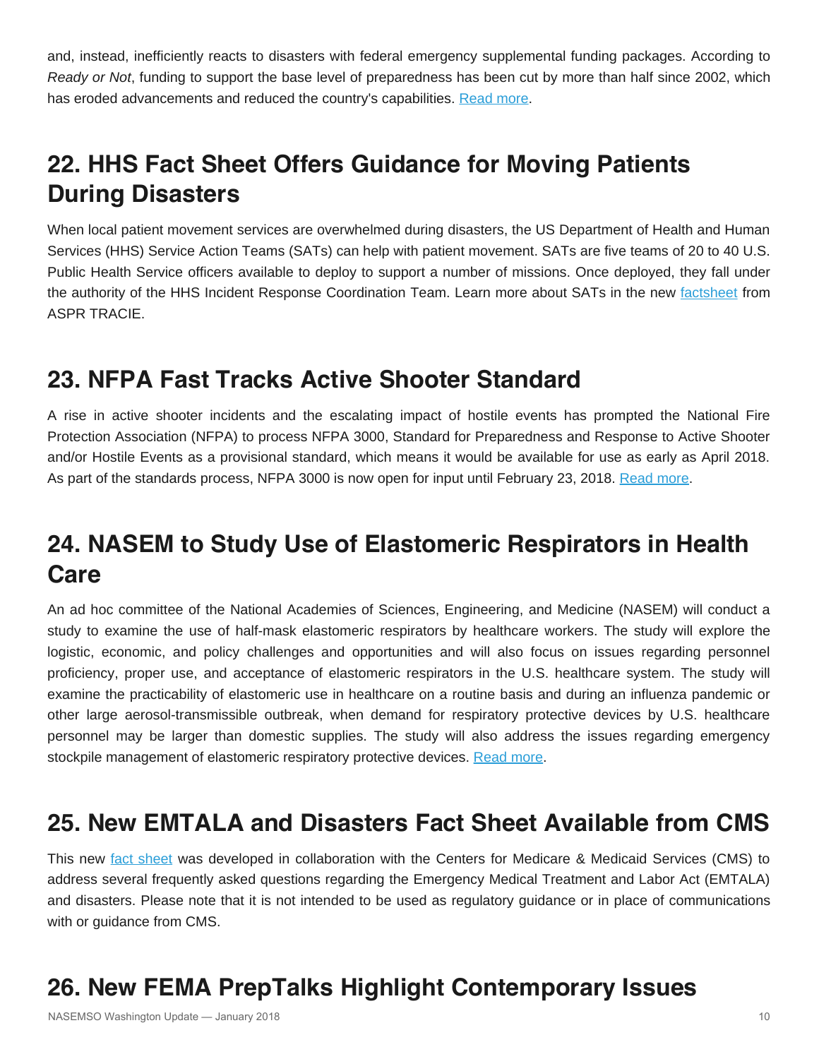and, instead, inefficiently reacts to disasters with federal emergency supplemental funding packages. According to *Ready or Not*, funding to support the base level of preparedness has been cut by more than half since 2002, which has eroded advancements and reduced the country's capabilities. Read more.

## 22. HHS Fact Sheet Offers Guidance for Moving Patients During Disasters

When local patient movement services are overwhelmed during disasters, the US Department of Health and Human Services (HHS) Service Action Teams (SATs) can help with patient movement. SATs are five teams of 20 to 40 U.S. Public Health Service officers available to deploy to support a number of missions. Once deployed, they fall under the authority of the HHS Incident Response Coordination Team. Learn more about SATs in the new factsheet from ASPR TRACIE.

## 23. NFPA Fast Tracks Active Shooter Standard

A rise in active shooter incidents and the escalating impact of hostile events has prompted the National Fire Protection Association (NFPA) to process NFPA 3000, Standard for Preparedness and Response to Active Shooter and/or Hostile Events as a provisional standard, which means it would be available for use as early as April 2018. As part of the standards process, NFPA 3000 is now open for input until February 23, 2018. Read more.

## 24. NASEM to Study Use of Elastomeric Respirators in Health Care

An ad hoc committee of the National Academies of Sciences, Engineering, and Medicine (NASEM) will conduct a study to examine the use of half-mask elastomeric respirators by healthcare workers. The study will explore the logistic, economic, and policy challenges and opportunities and will also focus on issues regarding personnel proficiency, proper use, and acceptance of elastomeric respirators in the U.S. healthcare system. The study will examine the practicability of elastomeric use in healthcare on a routine basis and during an influenza pandemic or other large aerosol-transmissible outbreak, when demand for respiratory protective devices by U.S. healthcare personnel may be larger than domestic supplies. The study will also address the issues regarding emergency stockpile management of elastomeric respiratory protective devices. Read more.

## 25. New EMTALA and Disasters Fact Sheet Available from CMS

This new fact sheet was developed in collaboration with the Centers for Medicare & Medicaid Services (CMS) to address several frequently asked questions regarding the Emergency Medical Treatment and Labor Act (EMTALA) and disasters. Please note that it is not intended to be used as regulatory guidance or in place of communications with or guidance from CMS.

## 26. New FEMA PrepTalks Highlight Contemporary Issues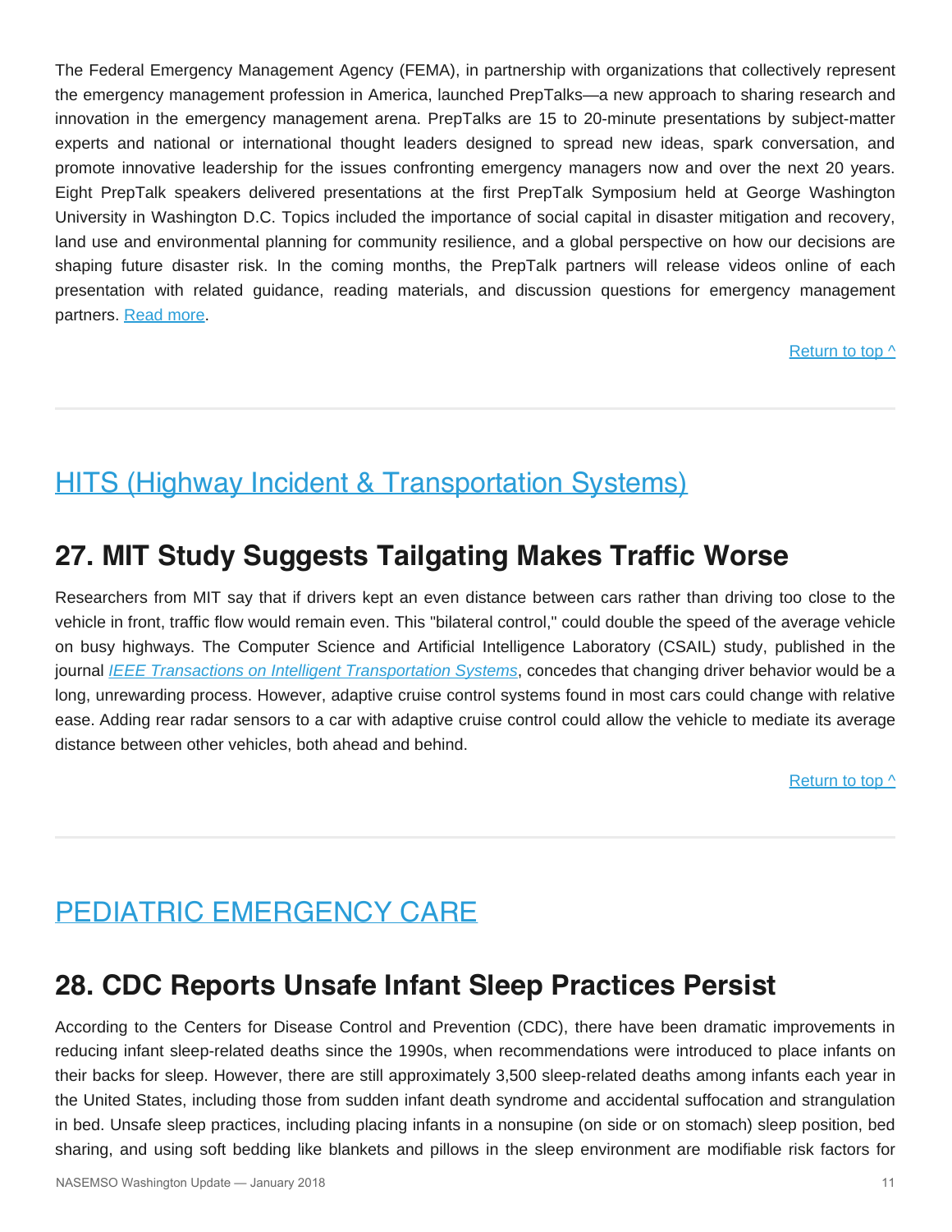The Federal Emergency Management Agency (FEMA), in partnership with organizations that collectively represent the emergency management profession in America, launched PrepTalks—a new approach to sharing research and innovation in the emergency management arena. PrepTalks are 15 to 20-minute presentations by subject-matter experts and national or international thought leaders designed to spread new ideas, spark conversation, and promote innovative leadership for the issues confronting emergency managers now and over the next 20 years. Eight PrepTalk speakers delivered presentations at the first PrepTalk Symposium held at George Washington University in Washington D.C. Topics included the importance of social capital in disaster mitigation and recovery, land use and environmental planning for community resilience, and a global perspective on how our decisions are shaping future disaster risk. In the coming months, the PrepTalk partners will release videos online of each presentation with related guidance, reading materials, and discussion questions for emergency management partners. [Read more](#).

[Return to top ^](#)

---

# [HITS (Highway Incident & Transportation Systems)](#)

## 27. MIT Study Suggests Tailgating Makes Traffic Worse

Researchers from MIT say that if drivers kept an even distance between cars rather than driving too close to the vehicle in front, traffic flow would remain even. This "bilateral control," could double the speed of the average vehicle on busy highways. The Computer Science and Artificial Intelligence Laboratory (CSAIL) study, published in the journal [*IEEE Transactions on Intelligent Transportation Systems*](#), concedes that changing driver behavior would be a long, unrewarding process. However, adaptive cruise control systems found in most cars could change with relative ease. Adding rear radar sensors to a car with adaptive cruise control could allow the vehicle to mediate its average distance between other vehicles, both ahead and behind.

[Return to top ^](#)

---

# [PEDIATRIC EMERGENCY CARE](#)

## 28. CDC Reports Unsafe Infant Sleep Practices Persist

According to the Centers for Disease Control and Prevention (CDC), there have been dramatic improvements in reducing infant sleep-related deaths since the 1990s, when recommendations were introduced to place infants on their backs for sleep. However, there are still approximately 3,500 sleep-related deaths among infants each year in the United States, including those from sudden infant death syndrome and accidental suffocation and strangulation in bed. Unsafe sleep practices, including placing infants in a nonsupine (on side or on stomach) sleep position, bed sharing, and using soft bedding like blankets and pillows in the sleep environment are modifiable risk factors for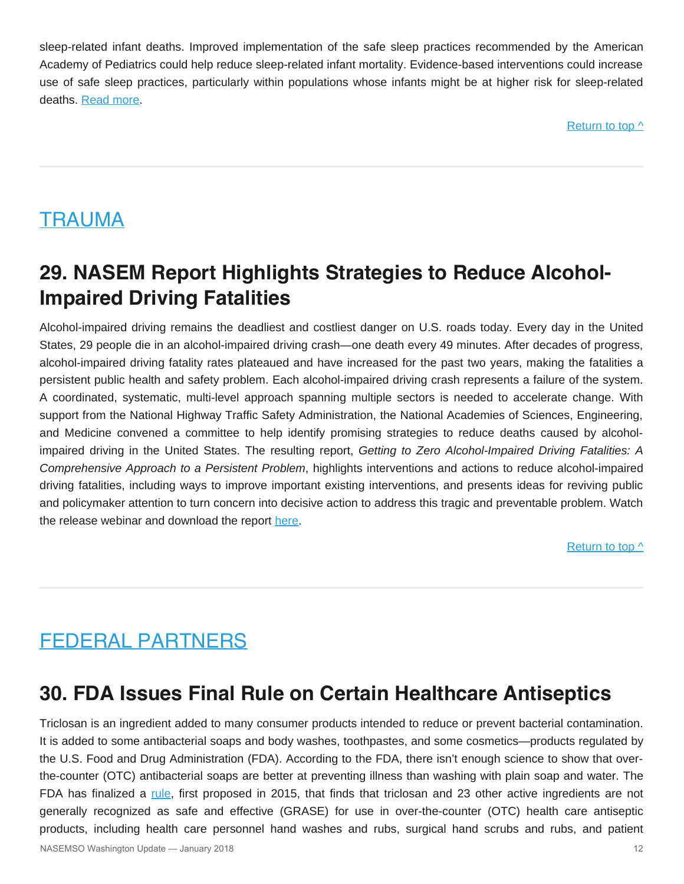sleep-related infant deaths. Improved implementation of the safe sleep practices recommended by the American Academy of Pediatrics could help reduce sleep-related infant mortality. Evidence-based interventions could increase use of safe sleep practices, particularly within populations whose infants might be at higher risk for sleep-related deaths. [Read more](#).

[Return to top ^](#)

---

## [TRAUMA](#)

## 29. NASEM Report Highlights Strategies to Reduce Alcohol-Impaired Driving Fatalities

Alcohol-impaired driving remains the deadliest and costliest danger on U.S. roads today. Every day in the United States, 29 people die in an alcohol-impaired driving crash—one death every 49 minutes. After decades of progress, alcohol-impaired driving fatality rates plateaued and have increased for the past two years, making the fatalities a persistent public health and safety problem. Each alcohol-impaired driving crash represents a failure of the system. A coordinated, systematic, multi-level approach spanning multiple sectors is needed to accelerate change. With support from the National Highway Traffic Safety Administration, the National Academies of Sciences, Engineering, and Medicine convened a committee to help identify promising strategies to reduce deaths caused by alcohol-impaired driving in the United States. The resulting report, *Getting to Zero Alcohol-Impaired Driving Fatalities: A Comprehensive Approach to a Persistent Problem*, highlights interventions and actions to reduce alcohol-impaired driving fatalities, including ways to improve important existing interventions, and presents ideas for reviving public and policymaker attention to turn concern into decisive action to address this tragic and preventable problem. Watch the release webinar and download the report [here](#).

[Return to top ^](#)

---

## [FEDERAL PARTNERS](#)

## 30. FDA Issues Final Rule on Certain Healthcare Antiseptics

Triclosan is an ingredient added to many consumer products intended to reduce or prevent bacterial contamination. It is added to some antibacterial soaps and body washes, toothpastes, and some cosmetics—products regulated by the U.S. Food and Drug Administration (FDA). According to the FDA, there isn't enough science to show that over-the-counter (OTC) antibacterial soaps are better at preventing illness than washing with plain soap and water. The FDA has finalized a [rule](#), first proposed in 2015, that finds that triclosan and 23 other active ingredients are not generally recognized as safe and effective (GRASE) for use in over-the-counter (OTC) health care antiseptic products, including health care personnel hand washes and rubs, surgical hand scrubs and rubs, and patient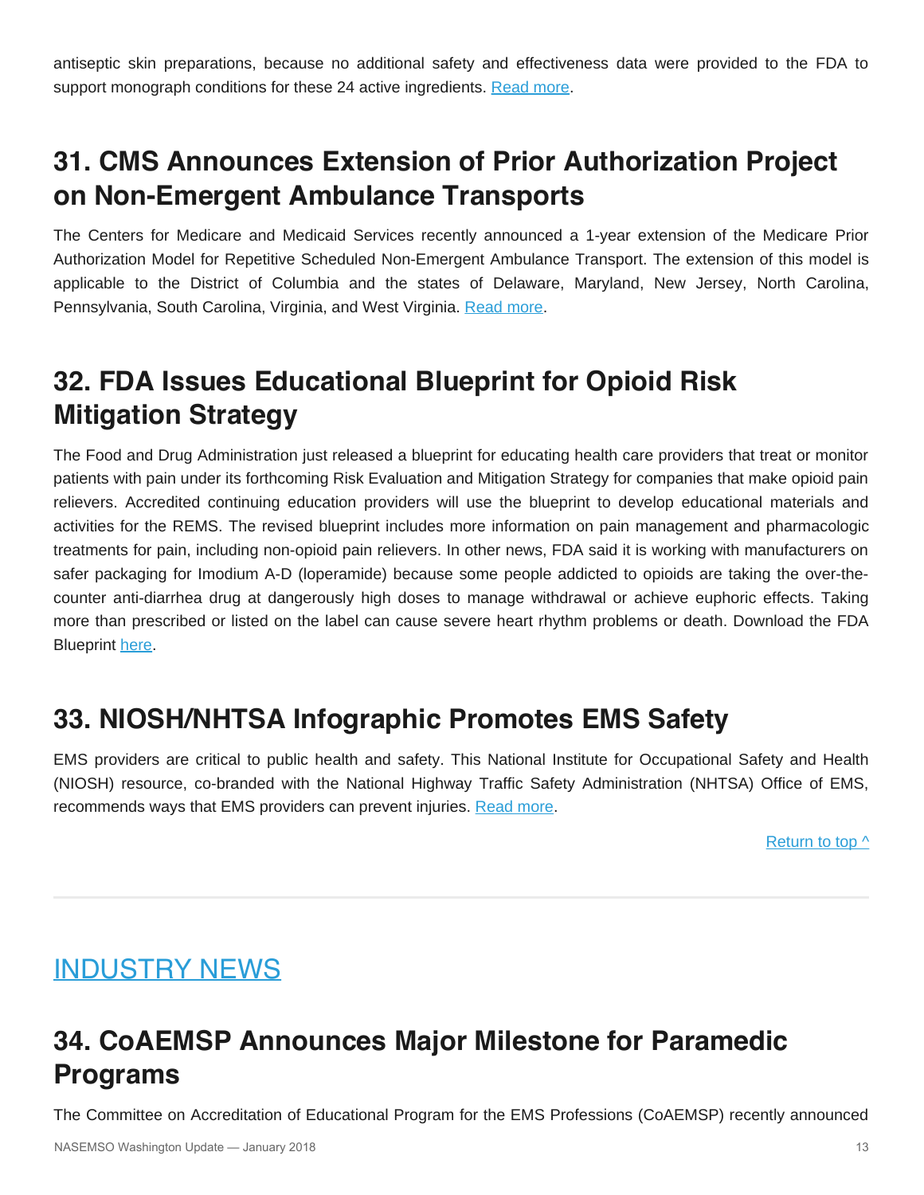antiseptic skin preparations, because no additional safety and effectiveness data were provided to the FDA to support monograph conditions for these 24 active ingredients. Read more.

## 31. CMS Announces Extension of Prior Authorization Project on Non-Emergent Ambulance Transports

The Centers for Medicare and Medicaid Services recently announced a 1-year extension of the Medicare Prior Authorization Model for Repetitive Scheduled Non-Emergent Ambulance Transport. The extension of this model is applicable to the District of Columbia and the states of Delaware, Maryland, New Jersey, North Carolina, Pennsylvania, South Carolina, Virginia, and West Virginia. Read more.

## 32. FDA Issues Educational Blueprint for Opioid Risk Mitigation Strategy

The Food and Drug Administration just released a blueprint for educating health care providers that treat or monitor patients with pain under its forthcoming Risk Evaluation and Mitigation Strategy for companies that make opioid pain relievers. Accredited continuing education providers will use the blueprint to develop educational materials and activities for the REMS. The revised blueprint includes more information on pain management and pharmacologic treatments for pain, including non-opioid pain relievers. In other news, FDA said it is working with manufacturers on safer packaging for Imodium A-D (loperamide) because some people addicted to opioids are taking the over-the-counter anti-diarrhea drug at dangerously high doses to manage withdrawal or achieve euphoric effects. Taking more than prescribed or listed on the label can cause severe heart rhythm problems or death. Download the FDA Blueprint here.

## 33. NIOSH/NHTSA Infographic Promotes EMS Safety

EMS providers are critical to public health and safety. This National Institute for Occupational Safety and Health (NIOSH) resource, co-branded with the National Highway Traffic Safety Administration (NHTSA) Office of EMS, recommends ways that EMS providers can prevent injuries. Read more.

Return to top ^

---

# INDUSTRY NEWS

## 34. CoAEMSP Announces Major Milestone for Paramedic Programs

The Committee on Accreditation of Educational Program for the EMS Professions (CoAEMSP) recently announced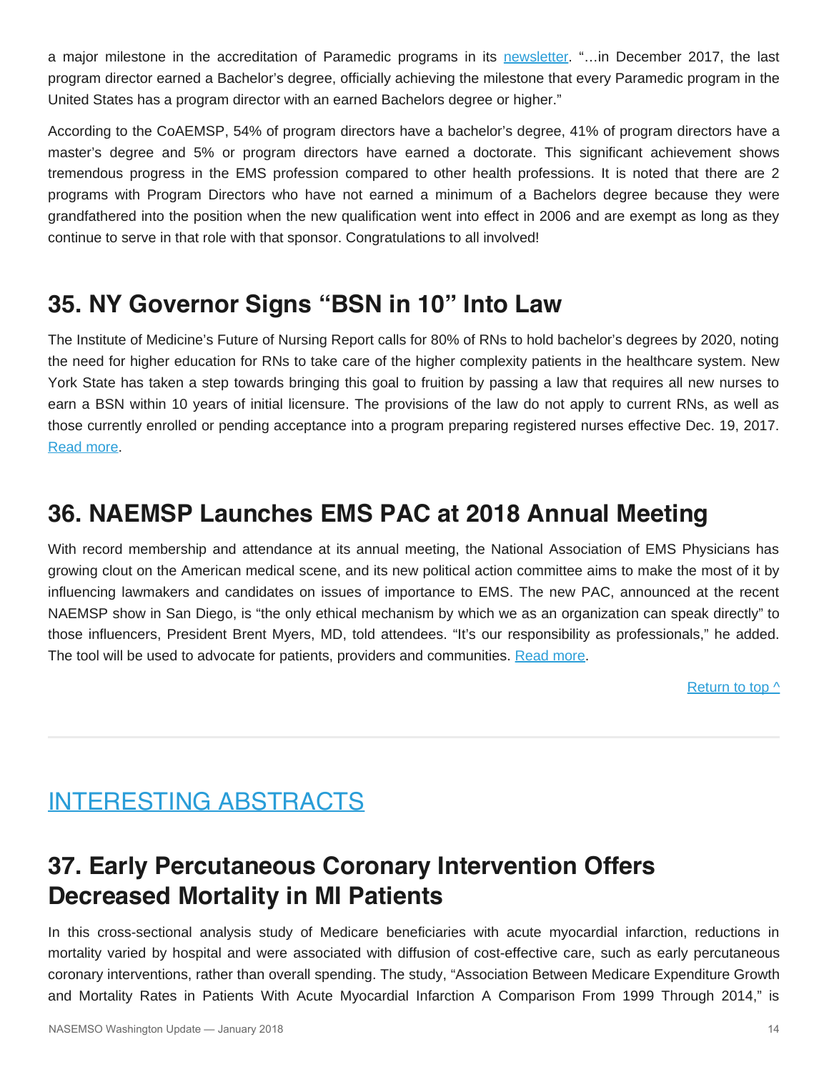a major milestone in the accreditation of Paramedic programs in its newsletter. "...in December 2017, the last program director earned a Bachelor's degree, officially achieving the milestone that every Paramedic program in the United States has a program director with an earned Bachelors degree or higher."

According to the CoAEMSP, 54% of program directors have a bachelor's degree, 41% of program directors have a master's degree and 5% or program directors have earned a doctorate. This significant achievement shows tremendous progress in the EMS profession compared to other health professions. It is noted that there are 2 programs with Program Directors who have not earned a minimum of a Bachelors degree because they were grandfathered into the position when the new qualification went into effect in 2006 and are exempt as long as they continue to serve in that role with that sponsor. Congratulations to all involved!

## 35. NY Governor Signs "BSN in 10" Into Law

The Institute of Medicine's Future of Nursing Report calls for 80% of RNs to hold bachelor's degrees by 2020, noting the need for higher education for RNs to take care of the higher complexity patients in the healthcare system. New York State has taken a step towards bringing this goal to fruition by passing a law that requires all new nurses to earn a BSN within 10 years of initial licensure. The provisions of the law do not apply to current RNs, as well as those currently enrolled or pending acceptance into a program preparing registered nurses effective Dec. 19, 2017. Read more.

## 36. NAEMSP Launches EMS PAC at 2018 Annual Meeting

With record membership and attendance at its annual meeting, the National Association of EMS Physicians has growing clout on the American medical scene, and its new political action committee aims to make the most of it by influencing lawmakers and candidates on issues of importance to EMS. The new PAC, announced at the recent NAEMSP show in San Diego, is "the only ethical mechanism by which we as an organization can speak directly" to those influencers, President Brent Myers, MD, told attendees. "It's our responsibility as professionals," he added. The tool will be used to advocate for patients, providers and communities. Read more.

Return to top ^

---

# INTERESTING ABSTRACTS

## 37. Early Percutaneous Coronary Intervention Offers Decreased Mortality in MI Patients

In this cross-sectional analysis study of Medicare beneficiaries with acute myocardial infarction, reductions in mortality varied by hospital and were associated with diffusion of cost-effective care, such as early percutaneous coronary interventions, rather than overall spending. The study, "Association Between Medicare Expenditure Growth and Mortality Rates in Patients With Acute Myocardial Infarction A Comparison From 1999 Through 2014," is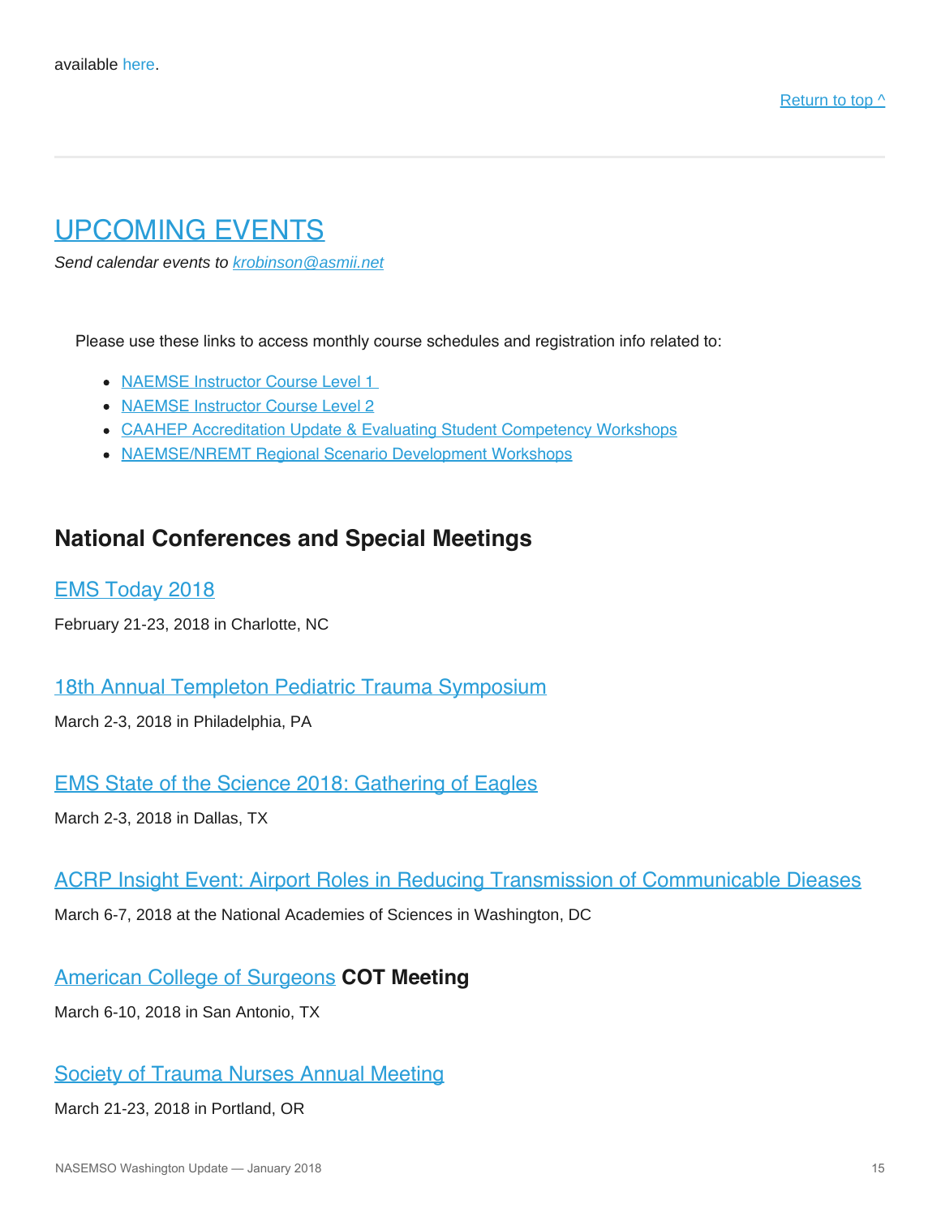available here.

Return to top ^

# UPCOMING EVENTS

*Send calendar events to krobinson@asmii.net*

Please use these links to access monthly course schedules and registration info related to:

- NAEMSE Instructor Course Level 1
- NAEMSE Instructor Course Level 2
- CAAHEP Accreditation Update & Evaluating Student Competency Workshops
- NAEMSE/NREMT Regional Scenario Development Workshops

## National Conferences and Special Meetings

### EMS Today 2018

February 21-23, 2018 in Charlotte, NC

### 18th Annual Templeton Pediatric Trauma Symposium

March 2-3, 2018 in Philadelphia, PA

### EMS State of the Science 2018: Gathering of Eagles

March 2-3, 2018 in Dallas, TX

### ACRP Insight Event: Airport Roles in Reducing Transmission of Communicable Dieases

March 6-7, 2018 at the National Academies of Sciences in Washington, DC

### American College of Surgeons **COT Meeting**

March 6-10, 2018 in San Antonio, TX

### Society of Trauma Nurses Annual Meeting

March 21-23, 2018 in Portland, OR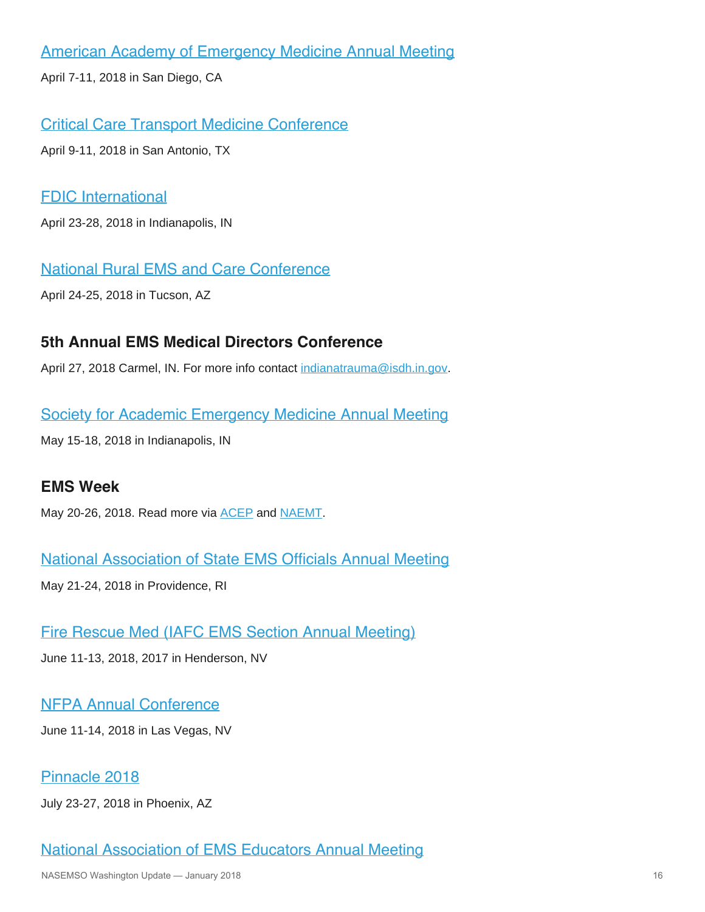### American Academy of Emergency Medicine Annual Meeting

April 7-11, 2018 in San Diego, CA

### Critical Care Transport Medicine Conference

April 9-11, 2018 in San Antonio, TX

### FDIC International

April 23-28, 2018 in Indianapolis, IN

### National Rural EMS and Care Conference

April 24-25, 2018 in Tucson, AZ

### 5th Annual EMS Medical Directors Conference

April 27, 2018 Carmel, IN. For more info contact indianatrauma@isdh.in.gov.

### Society for Academic Emergency Medicine Annual Meeting

May 15-18, 2018 in Indianapolis, IN

### EMS Week

May 20-26, 2018. Read more via ACEP and NAEMT.

### National Association of State EMS Officials Annual Meeting

May 21-24, 2018 in Providence, RI

### Fire Rescue Med (IAFC EMS Section Annual Meeting)

June 11-13, 2018, 2017 in Henderson, NV

### NFPA Annual Conference

June 11-14, 2018 in Las Vegas, NV

### Pinnacle 2018

July 23-27, 2018 in Phoenix, AZ

### National Association of EMS Educators Annual Meeting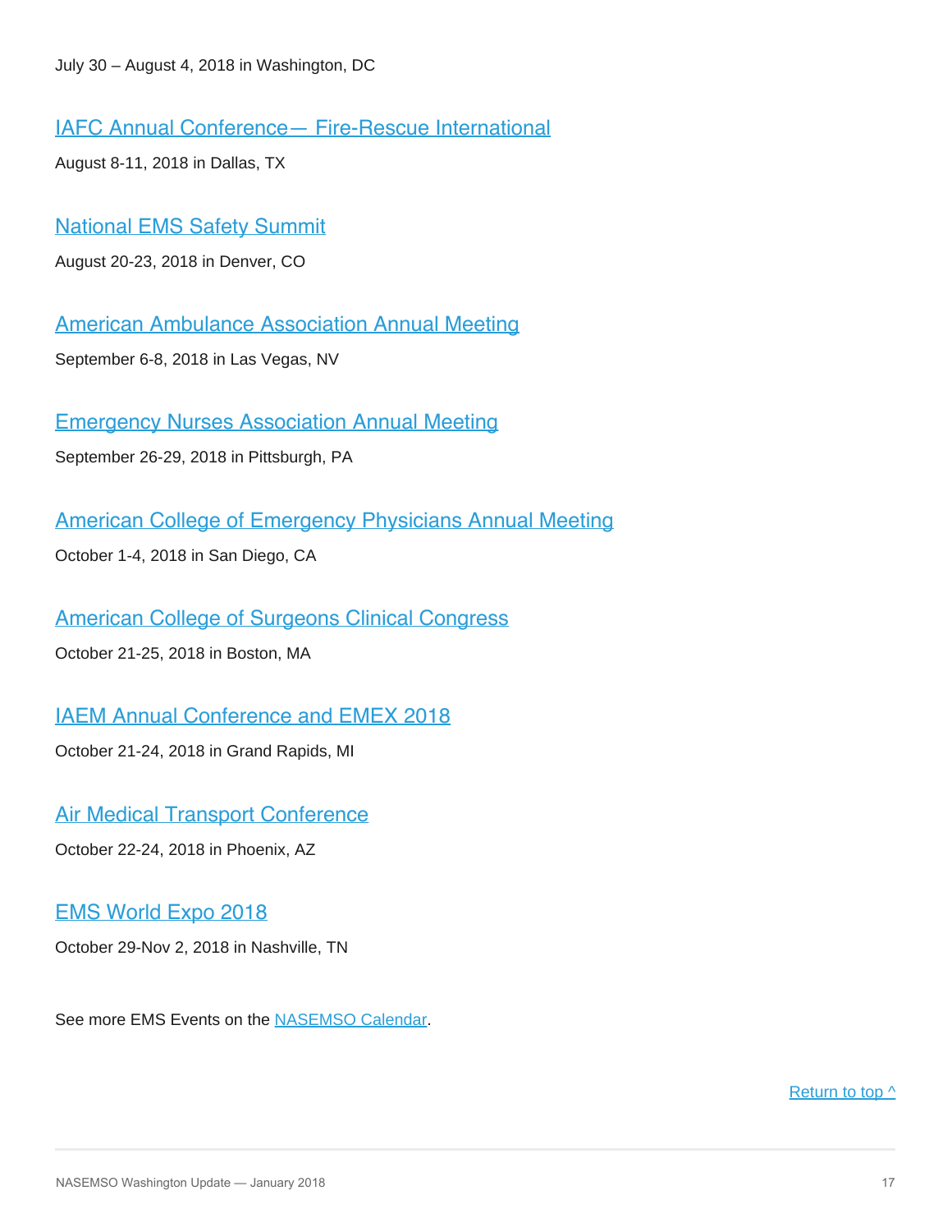July 30 – August 4, 2018 in Washington, DC

### IAFC Annual Conference— Fire-Rescue International

August 8-11, 2018 in Dallas, TX

### National EMS Safety Summit

August 20-23, 2018 in Denver, CO

### American Ambulance Association Annual Meeting

September 6-8, 2018 in Las Vegas, NV

### Emergency Nurses Association Annual Meeting

September 26-29, 2018 in Pittsburgh, PA

### American College of Emergency Physicians Annual Meeting

October 1-4, 2018 in San Diego, CA

### American College of Surgeons Clinical Congress

October 21-25, 2018 in Boston, MA

### IAEM Annual Conference and EMEX 2018

October 21-24, 2018 in Grand Rapids, MI

### Air Medical Transport Conference

October 22-24, 2018 in Phoenix, AZ

### EMS World Expo 2018

October 29-Nov 2, 2018 in Nashville, TN

See more EMS Events on the NASEMSO Calendar.

Return to top ^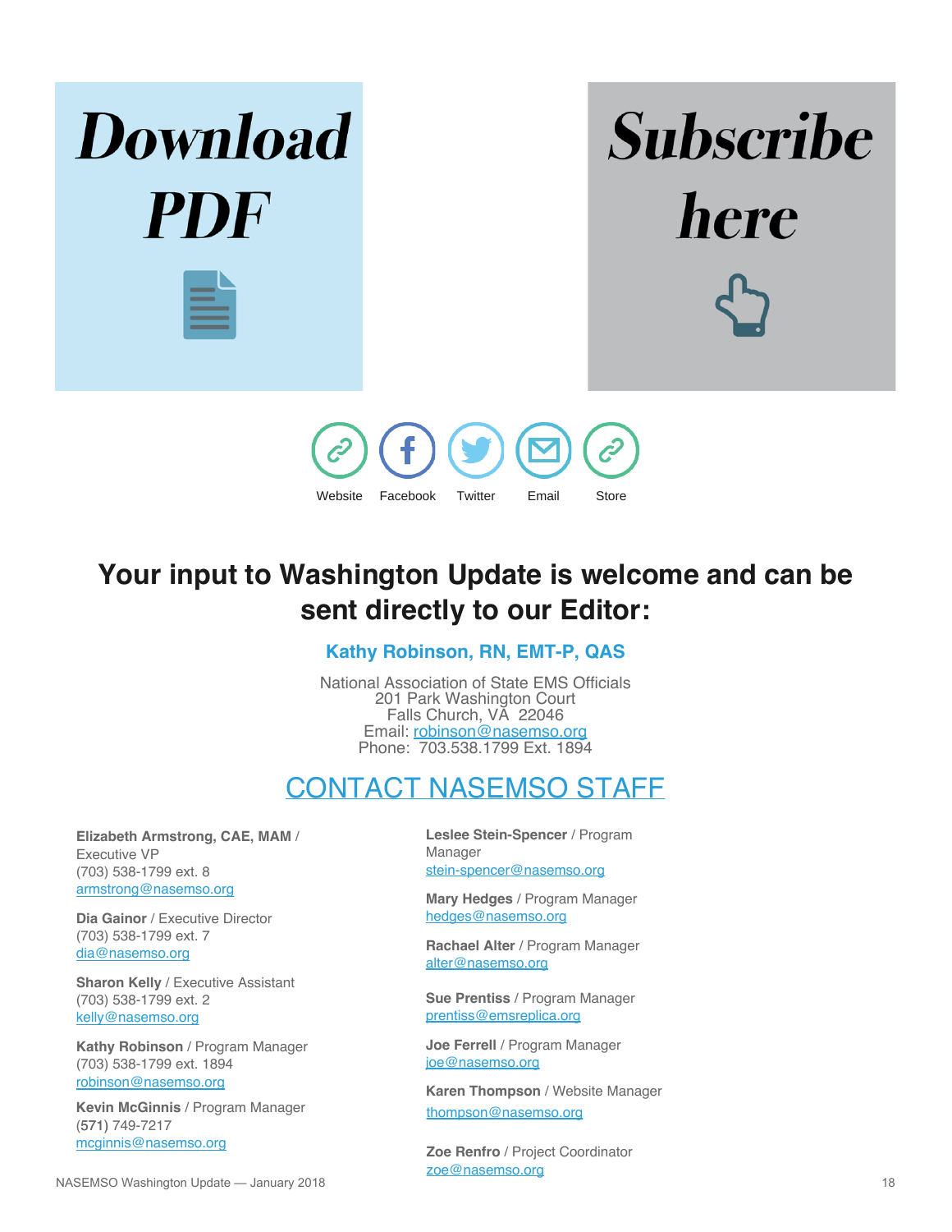**Download PDF**

**Subscribe here**

Website Facebook Twitter Email Store

## Your input to Washington Update is welcome and can be sent directly to our Editor:

### Kathy Robinson, RN, EMT-P, QAS

National Association of State EMS Officials
201 Park Washington Court
Falls Church, VA 22046
Email: robinson@nasemso.org
Phone: 703.538.1799 Ext. 1894

## CONTACT NASEMSO STAFF

**Elizabeth Armstrong, CAE, MAM** / Executive VP
(703) 538-1799 ext. 8
armstrong@nasemso.org

**Dia Gainor** / Executive Director
(703) 538-1799 ext. 7
dia@nasemso.org

**Sharon Kelly** / Executive Assistant
(703) 538-1799 ext. 2
kelly@nasemso.org

**Kathy Robinson** / Program Manager
(703) 538-1799 ext. 1894
robinson@nasemso.org

**Kevin McGinnis** / Program Manager
(571) 749-7217
mcginnis@nasemso.org

**Leslee Stein-Spencer** / Program Manager
stein-spencer@nasemso.org

**Mary Hedges** / Program Manager
hedges@nasemso.org

**Rachael Alter** / Program Manager
alter@nasemso.org

**Sue Prentiss** / Program Manager
prentiss@emsreplica.org

**Joe Ferrell** / Program Manager
joe@nasemso.org

**Karen Thompson** / Website Manager
thompson@nasemso.org

**Zoe Renfro** / Project Coordinator
zoe@nasemso.org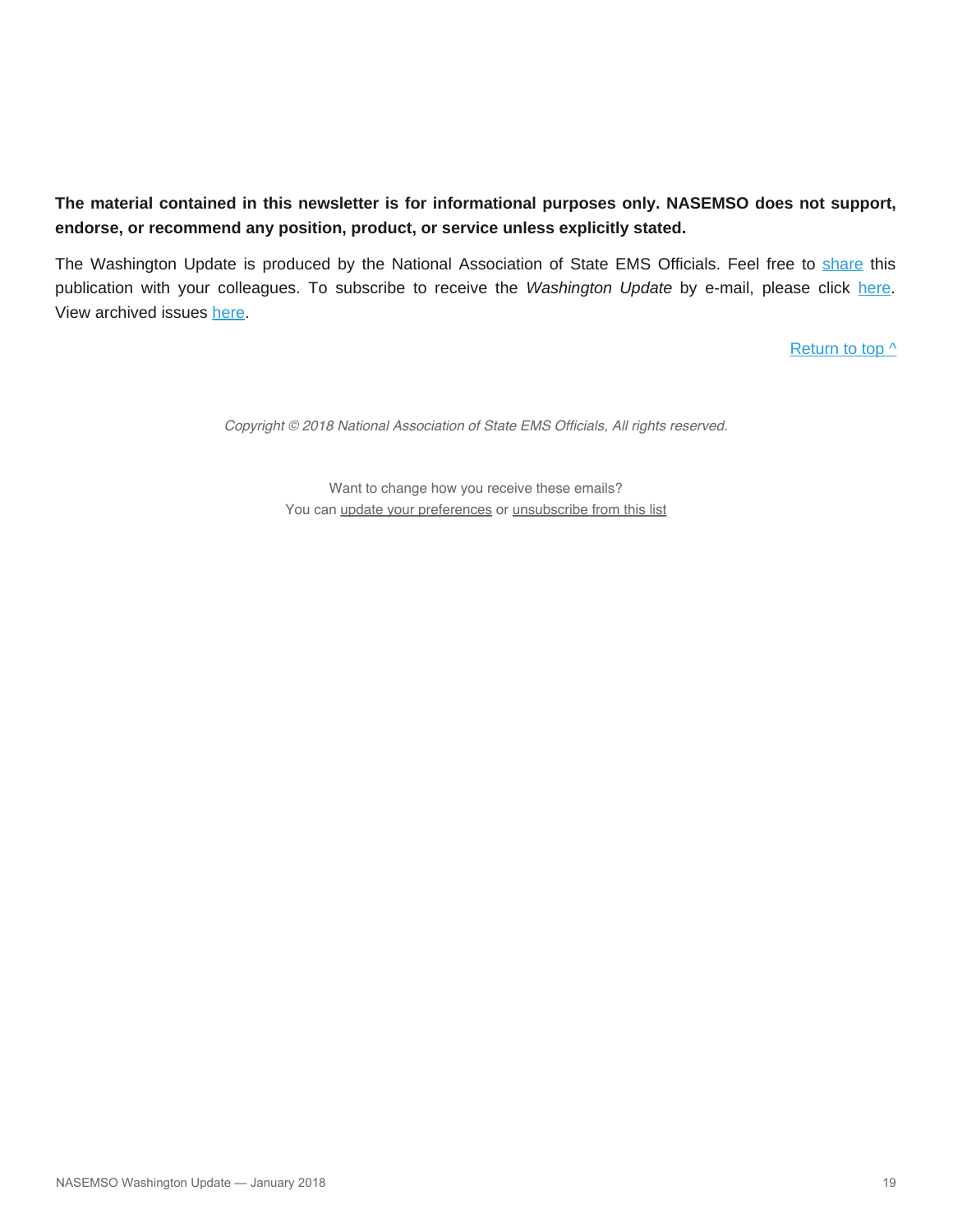**The material contained in this newsletter is for informational purposes only. NASEMSO does not support, endorse, or recommend any position, product, or service unless explicitly stated.**

The Washington Update is produced by the National Association of State EMS Officials. Feel free to share this publication with your colleagues. To subscribe to receive the *Washington Update* by e-mail, please click here. View archived issues here.

Return to top ^

*Copyright © 2018 National Association of State EMS Officials, All rights reserved.*

Want to change how you receive these emails?
You can update your preferences or unsubscribe from this list